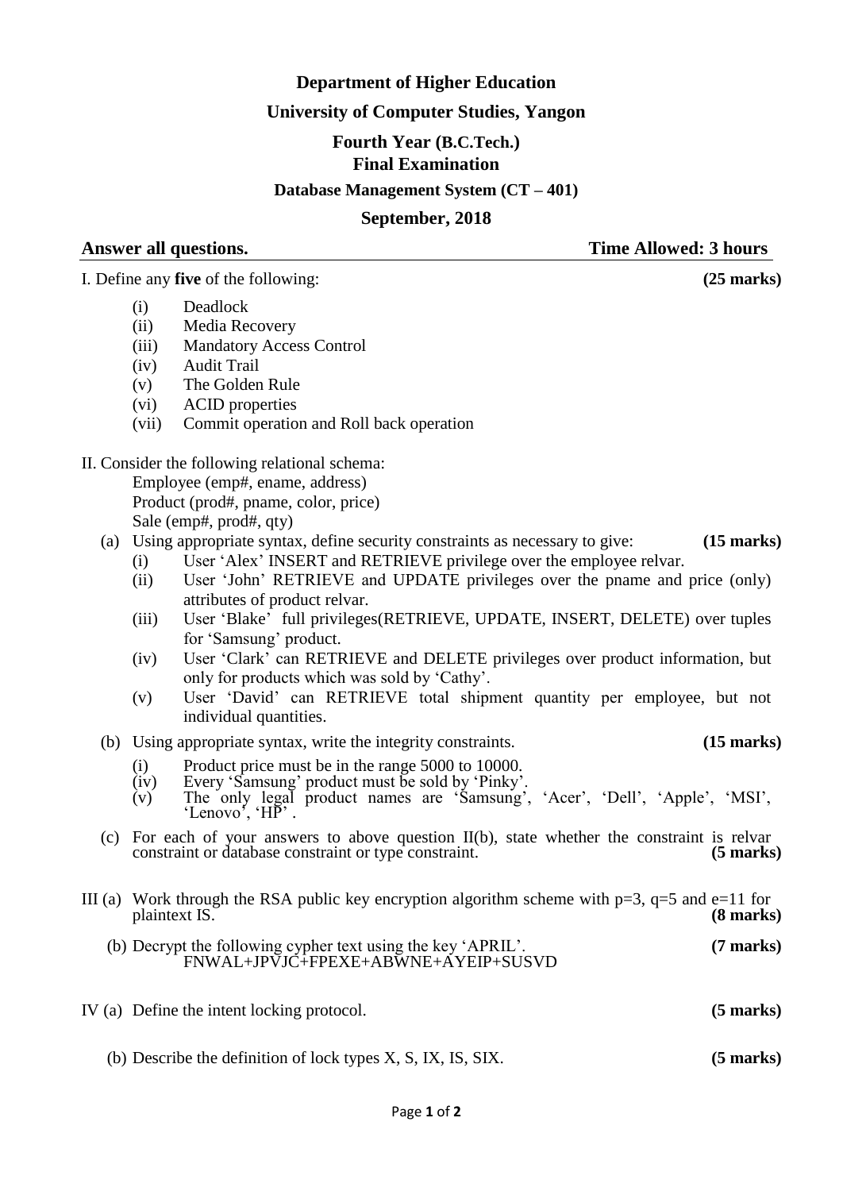# Department of Higher Education

## University of Computer Studies, Yangon

### Fourth Year (B.C.Tech.)

### Final Examination

**Database Management System (CT – 401)**

**September, 2018**

**Answer all questions.** **Time Allowed: 3 hours**

I. Define any **five** of the following: **(25 marks)**

- (i) Deadlock
- (ii) Media Recovery
- (iii) Mandatory Access Control
- (iv) Audit Trail
- (v) The Golden Rule
- (vi) ACID properties
- (vii) Commit operation and Roll back operation

II. Consider the following relational schema:

Employee (emp#, ename, address)
Product (prod#, pname, color, price)
Sale (emp#, prod#, qty)

(a) Using appropriate syntax, define security constraints as necessary to give: **(15 marks)**

- (i) User 'Alex' INSERT and RETRIEVE privilege over the employee relvar.
- (ii) User 'John' RETRIEVE and UPDATE privileges over the pname and price (only) attributes of product relvar.
- (iii) User 'Blake' full privileges(RETRIEVE, UPDATE, INSERT, DELETE) over tuples for 'Samsung' product.
- (iv) User 'Clark' can RETRIEVE and DELETE privileges over product information, but only for products which was sold by 'Cathy'.
- (v) User 'David' can RETRIEVE total shipment quantity per employee, but not individual quantities.

(b) Using appropriate syntax, write the integrity constraints. **(15 marks)**

- (i) Product price must be in the range 5000 to 10000.
- (iv) Every 'Samsung' product must be sold by 'Pinky'.
- (v) The only legal product names are 'Samsung', 'Acer', 'Dell', 'Apple', 'MSI', 'Lenovo', 'HP' .

(c) For each of your answers to above question II(b), state whether the constraint is relvar constraint or database constraint or type constraint. **(5 marks)**

III (a) Work through the RSA public key encryption algorithm scheme with p=3, q=5 and e=11 for plaintext IS. **(8 marks)**

(b) Decrypt the following cypher text using the key 'APRIL'. **(7 marks)**

FNWAL+JPVJC+FPEXE+ABWNE+AYEIP+SUSVD

IV (a) Define the intent locking protocol. **(5 marks)**

(b) Describe the definition of lock types X, S, IX, IS, SIX. **(5 marks)**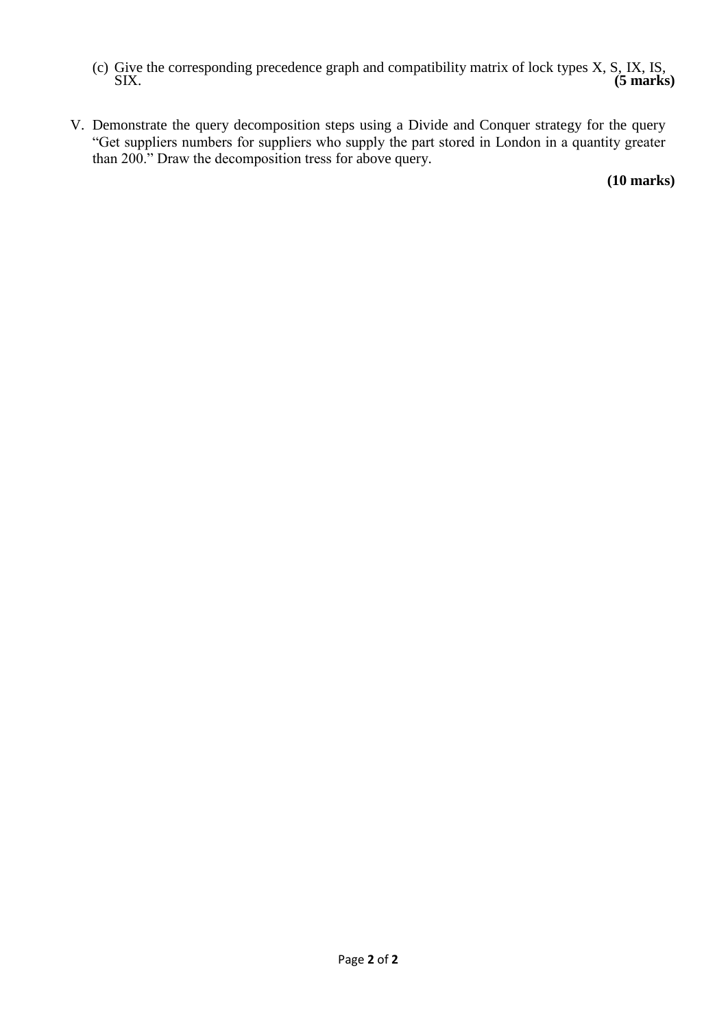(c) Give the corresponding precedence graph and compatibility matrix of lock types X, S, IX, IS, SIX. **(5 marks)**

V. Demonstrate the query decomposition steps using a Divide and Conquer strategy for the query "Get suppliers numbers for suppliers who supply the part stored in London in a quantity greater than 200." Draw the decomposition tress for above query.

**(10 marks)**